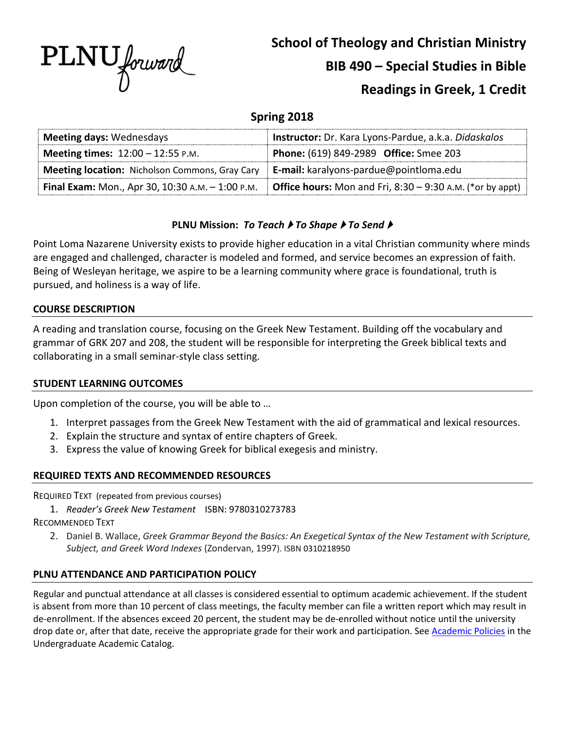PLNU forward

# School of Theology and Christian Ministry

# BIB 490 – Special Studies in Bible

# Readings in Greek, 1 Credit

## Spring 2018

| **Meeting days:** Wednesdays | **Instructor:** Dr. Kara Lyons-Pardue, a.k.a. *Didaskalos* |
|---|---|
| **Meeting times:** 12:00 – 12:55 P.M. | **Phone:** (619) 849-2989 **Office:** Smee 203 |
| **Meeting location:** Nicholson Commons, Gray Cary | **E-mail:** karalyons-pardue@pointloma.edu |
| **Final Exam:** Mon., Apr 30, 10:30 A.M. – 1:00 P.M. | **Office hours:** Mon and Fri, 8:30 – 9:30 A.M. (*or by appt) |

**PLNU Mission:** ***To Teach ▶ To Shape ▶ To Send ▶***

Point Loma Nazarene University exists to provide higher education in a vital Christian community where minds are engaged and challenged, character is modeled and formed, and service becomes an expression of faith. Being of Wesleyan heritage, we aspire to be a learning community where grace is foundational, truth is pursued, and holiness is a way of life.

### COURSE DESCRIPTION

A reading and translation course, focusing on the Greek New Testament. Building off the vocabulary and grammar of GRK 207 and 208, the student will be responsible for interpreting the Greek biblical texts and collaborating in a small seminar-style class setting.

### STUDENT LEARNING OUTCOMES

Upon completion of the course, you will be able to …

1. Interpret passages from the Greek New Testament with the aid of grammatical and lexical resources.
2. Explain the structure and syntax of entire chapters of Greek.
3. Express the value of knowing Greek for biblical exegesis and ministry.

### REQUIRED TEXTS AND RECOMMENDED RESOURCES

REQUIRED TEXT (repeated from previous courses)

1. *Reader's Greek New Testament* ISBN: 9780310273783

RECOMMENDED TEXT

2. Daniel B. Wallace, *Greek Grammar Beyond the Basics: An Exegetical Syntax of the New Testament with Scripture, Subject, and Greek Word Indexes* (Zondervan, 1997). ISBN 0310218950

### PLNU ATTENDANCE AND PARTICIPATION POLICY

Regular and punctual attendance at all classes is considered essential to optimum academic achievement. If the student is absent from more than 10 percent of class meetings, the faculty member can file a written report which may result in de-enrollment. If the absences exceed 20 percent, the student may be de-enrolled without notice until the university drop date or, after that date, receive the appropriate grade for their work and participation. See Academic Policies in the Undergraduate Academic Catalog.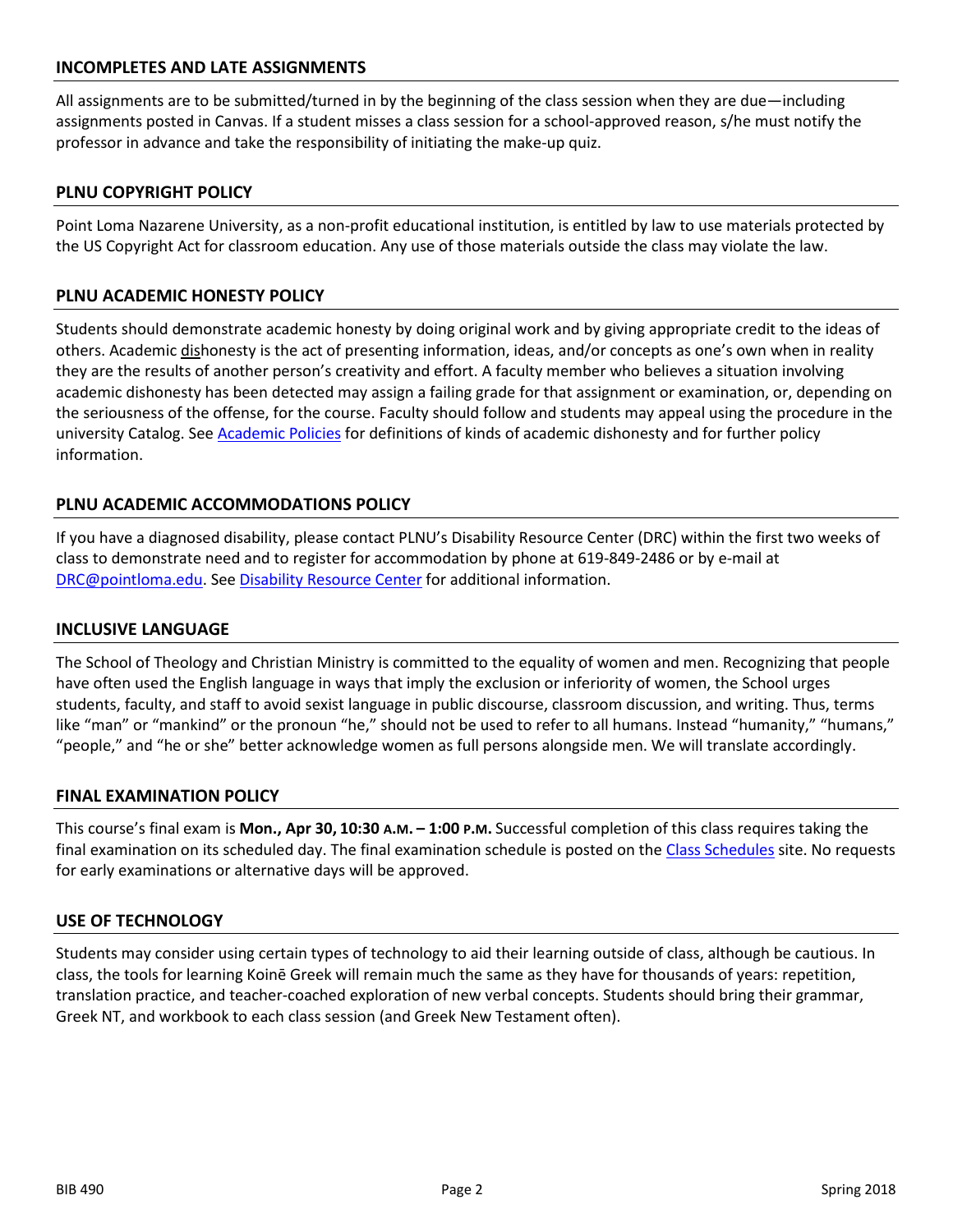## INCOMPLETES AND LATE ASSIGNMENTS

All assignments are to be submitted/turned in by the beginning of the class session when they are due—including assignments posted in Canvas. If a student misses a class session for a school-approved reason, s/he must notify the professor in advance and take the responsibility of initiating the make-up quiz.

## PLNU COPYRIGHT POLICY

Point Loma Nazarene University, as a non-profit educational institution, is entitled by law to use materials protected by the US Copyright Act for classroom education. Any use of those materials outside the class may violate the law.

## PLNU ACADEMIC HONESTY POLICY

Students should demonstrate academic honesty by doing original work and by giving appropriate credit to the ideas of others. Academic dishonesty is the act of presenting information, ideas, and/or concepts as one's own when in reality they are the results of another person's creativity and effort. A faculty member who believes a situation involving academic dishonesty has been detected may assign a failing grade for that assignment or examination, or, depending on the seriousness of the offense, for the course. Faculty should follow and students may appeal using the procedure in the university Catalog. See Academic Policies for definitions of kinds of academic dishonesty and for further policy information.

## PLNU ACADEMIC ACCOMMODATIONS POLICY

If you have a diagnosed disability, please contact PLNU's Disability Resource Center (DRC) within the first two weeks of class to demonstrate need and to register for accommodation by phone at 619-849-2486 or by e-mail at DRC@pointloma.edu. See Disability Resource Center for additional information.

## INCLUSIVE LANGUAGE

The School of Theology and Christian Ministry is committed to the equality of women and men. Recognizing that people have often used the English language in ways that imply the exclusion or inferiority of women, the School urges students, faculty, and staff to avoid sexist language in public discourse, classroom discussion, and writing. Thus, terms like "man" or "mankind" or the pronoun "he," should not be used to refer to all humans. Instead "humanity," "humans," "people," and "he or she" better acknowledge women as full persons alongside men. We will translate accordingly.

## FINAL EXAMINATION POLICY

This course's final exam is **Mon., Apr 30, 10:30 A.M. – 1:00 P.M.** Successful completion of this class requires taking the final examination on its scheduled day. The final examination schedule is posted on the Class Schedules site. No requests for early examinations or alternative days will be approved.

## USE OF TECHNOLOGY

Students may consider using certain types of technology to aid their learning outside of class, although be cautious. In class, the tools for learning Koinē Greek will remain much the same as they have for thousands of years: repetition, translation practice, and teacher-coached exploration of new verbal concepts. Students should bring their grammar, Greek NT, and workbook to each class session (and Greek New Testament often).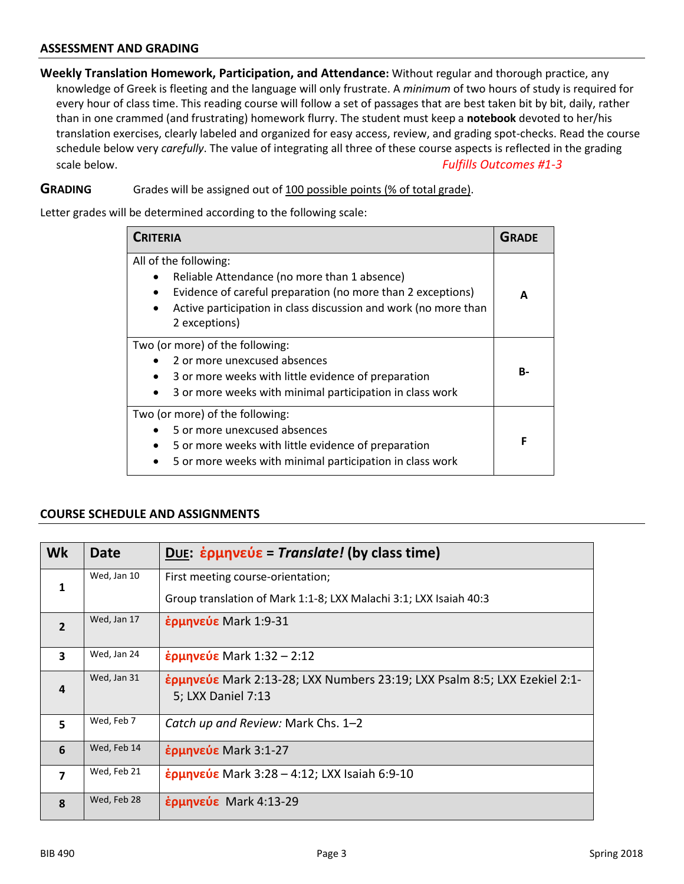## ASSESSMENT AND GRADING

**Weekly Translation Homework, Participation, and Attendance:** Without regular and thorough practice, any knowledge of Greek is fleeting and the language will only frustrate. A *minimum* of two hours of study is required for every hour of class time. This reading course will follow a set of passages that are best taken bit by bit, daily, rather than in one crammed (and frustrating) homework flurry. The student must keep a **notebook** devoted to her/his translation exercises, clearly labeled and organized for easy access, review, and grading spot-checks. Read the course schedule below very *carefully*. The value of integrating all three of these course aspects is reflected in the grading scale below. *Fulfills Outcomes #1-3*

**GRADING** Grades will be assigned out of 100 possible points (% of total grade).

Letter grades will be determined according to the following scale:

| CRITERIA | GRADE |
|---|---|
| All of the following:<br>• Reliable Attendance (no more than 1 absence)<br>• Evidence of careful preparation (no more than 2 exceptions)<br>• Active participation in class discussion and work (no more than 2 exceptions) | **A** |
| Two (or more) of the following:<br>• 2 or more unexcused absences<br>• 3 or more weeks with little evidence of preparation<br>• 3 or more weeks with minimal participation in class work | **B-** |
| Two (or more) of the following:<br>• 5 or more unexcused absences<br>• 5 or more weeks with little evidence of preparation<br>• 5 or more weeks with minimal participation in class work | **F** |

## COURSE SCHEDULE AND ASSIGNMENTS

| Wk | Date | DUE: ἑρμηνεύε = *Translate!* (by class time) |
|---|---|---|
| 1 | Wed, Jan 10 | First meeting course-orientation;<br>Group translation of Mark 1:1-8; LXX Malachi 3:1; LXX Isaiah 40:3 |
| 2 | Wed, Jan 17 | ἑρμηνεύε Mark 1:9-31 |
| 3 | Wed, Jan 24 | ἑρμηνεύε Mark 1:32 – 2:12 |
| 4 | Wed, Jan 31 | ἑρμηνεύε Mark 2:13-28; LXX Numbers 23:19; LXX Psalm 8:5; LXX Ezekiel 2:1-5; LXX Daniel 7:13 |
| 5 | Wed, Feb 7 | *Catch up and Review:* Mark Chs. 1–2 |
| 6 | Wed, Feb 14 | ἑρμηνεύε Mark 3:1-27 |
| 7 | Wed, Feb 21 | ἑρμηνεύε Mark 3:28 – 4:12; LXX Isaiah 6:9-10 |
| 8 | Wed, Feb 28 | ἑρμηνεύε Mark 4:13-29 |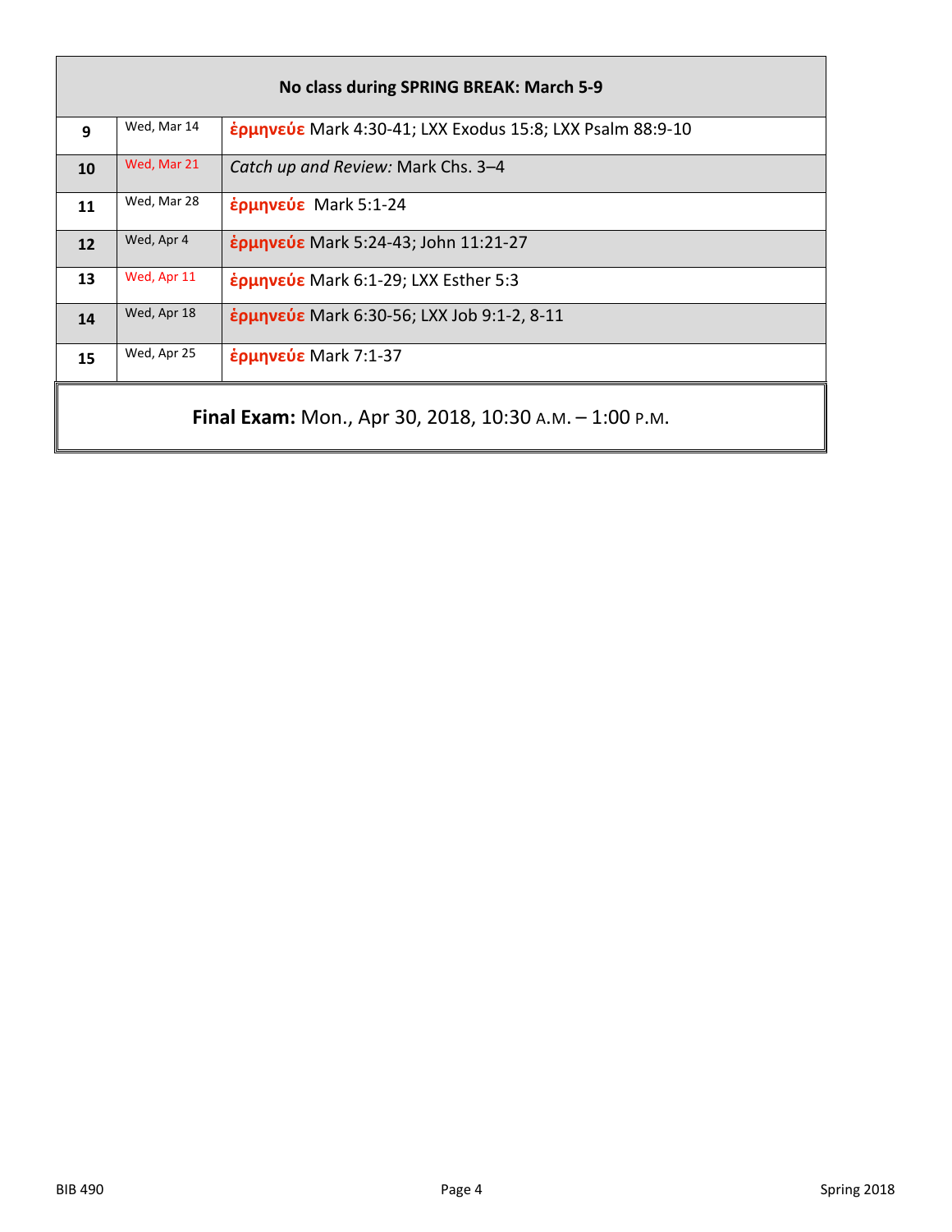| | | |
|---|---|---|
| **No class during SPRING BREAK: March 5-9** | | |
| **9** | Wed, Mar 14 | **ἑρμηνεύε** Mark 4:30-41; LXX Exodus 15:8; LXX Psalm 88:9-10 |
| **10** | Wed, Mar 21 | *Catch up and Review:* Mark Chs. 3–4 |
| **11** | Wed, Mar 28 | **ἑρμηνεύε** Mark 5:1-24 |
| **12** | Wed, Apr 4 | **ἑρμηνεύε** Mark 5:24-43; John 11:21-27 |
| **13** | Wed, Apr 11 | **ἑρμηνεύε** Mark 6:1-29; LXX Esther 5:3 |
| **14** | Wed, Apr 18 | **ἑρμηνεύε** Mark 6:30-56; LXX Job 9:1-2, 8-11 |
| **15** | Wed, Apr 25 | **ἑρμηνεύε** Mark 7:1-37 |

**Final Exam:** Mon., Apr 30, 2018, 10:30 A.M. – 1:00 P.M.